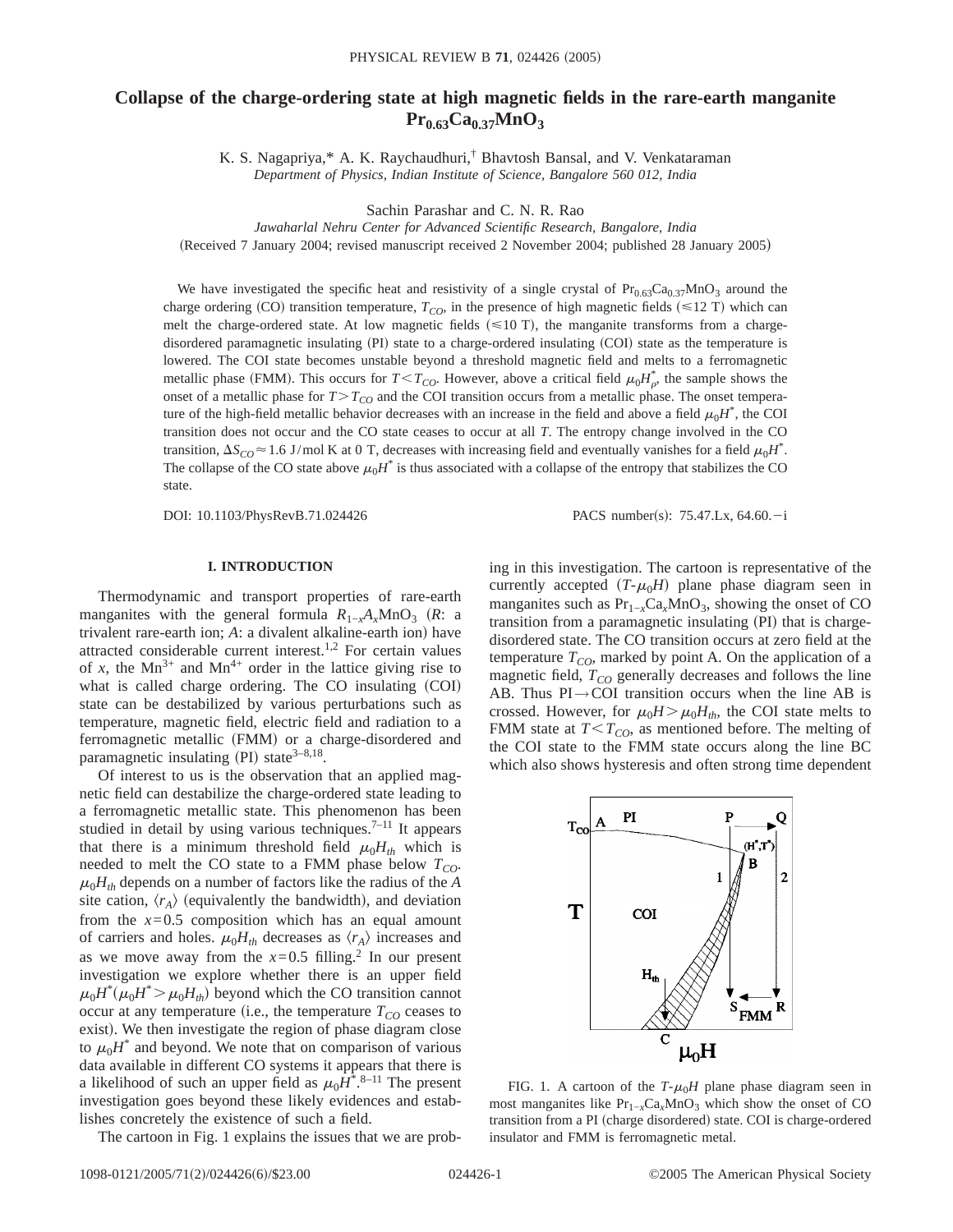# Collapse of the charge-ordering state at high magnetic fields in the rare-earth manganite $Pr_{0.63}Ca_{0.37}MnO_3$

K. S. Nagapriya,* A. K. Raychaudhuri,† Bhavtosh Bansal, and V. Venkataraman

*Department of Physics, Indian Institute of Science, Bangalore 560 012, India*

Sachin Parashar and C. N. R. Rao

*Jawaharlal Nehru Center for Advanced Scientific Research, Bangalore, India*

(Received 7 January 2004; revised manuscript received 2 November 2004; published 28 January 2005)

We have investigated the specific heat and resistivity of a single crystal of $Pr_{0.63}Ca_{0.37}MnO_3$ around the charge ordering (CO) transition temperature, $T_{CO}$, in the presence of high magnetic fields ($\leqslant 12$ T) which can melt the charge-ordered state. At low magnetic fields ($\leqslant 10$ T), the manganite transforms from a charge-disordered paramagnetic insulating (PI) state to a charge-ordered insulating (COI) state as the temperature is lowered. The COI state becomes unstable beyond a threshold magnetic field and melts to a ferromagnetic metallic phase (FMM). This occurs for $T < T_{CO}$. However, above a critical field $\mu_0 H^*_\rho$, the sample shows the onset of a metallic phase for $T > T_{CO}$ and the COI transition occurs from a metallic phase. The onset temperature of the high-field metallic behavior decreases with an increase in the field and above a field $\mu_0 H^*$, the COI transition does not occur and the CO state ceases to occur at all $T$. The entropy change involved in the CO transition, $\Delta S_{CO} \approx 1.6$ J/mol K at 0 T, decreases with increasing field and eventually vanishes for a field $\mu_0 H^*$. The collapse of the CO state above $\mu_0 H^*$ is thus associated with a collapse of the entropy that stabilizes the CO state.

DOI: 10.1103/PhysRevB.71.024426 PACS number(s): 75.47.Lx, 64.60.−i

## I. INTRODUCTION

Thermodynamic and transport properties of rare-earth manganites with the general formula $R_{1-x}A_x MnO_3$ ($R$: a trivalent rare-earth ion; $A$: a divalent alkaline-earth ion) have attracted considerable current interest.[1,2] For certain values of $x$, the $Mn^{3+}$ and $Mn^{4+}$ order in the lattice giving rise to what is called charge ordering. The CO insulating (COI) state can be destabilized by various perturbations such as temperature, magnetic field, electric field and radiation to a ferromagnetic metallic (FMM) or a charge-disordered and paramagnetic insulating (PI) state[3–8,18].

Of interest to us is the observation that an applied magnetic field can destabilize the charge-ordered state leading to a ferromagnetic metallic state. This phenomenon has been studied in detail by using various techniques.[7–11] It appears that there is a minimum threshold field $\mu_0 H_{th}$ which is needed to melt the CO state to a FMM phase below $T_{CO}$. $\mu_0 H_{th}$ depends on a number of factors like the radius of the $A$ site cation, $\langle r_A \rangle$ (equivalently the bandwidth), and deviation from the $x=0.5$ composition which has an equal amount of carriers and holes. $\mu_0 H_{th}$ decreases as $\langle r_A \rangle$ increases and as we move away from the $x=0.5$ filling.[2] In our present investigation we explore whether there is an upper field $\mu_0 H^* (\mu_0 H^* > \mu_0 H_{th})$ beyond which the CO transition cannot occur at any temperature (i.e., the temperature $T_{CO}$ ceases to exist). We then investigate the region of phase diagram close to $\mu_0 H^*$ and beyond. We note that on comparison of various data available in different CO systems it appears that there is a likelihood of such an upper field as $\mu_0 H^*$.[8–11] The present investigation goes beyond these likely evidences and establishes concretely the existence of such a field.

The cartoon in Fig. 1 explains the issues that we are probing in this investigation. The cartoon is representative of the currently accepted ($T$-$\mu_0 H$) plane phase diagram seen in manganites such as $Pr_{1-x}Ca_x MnO_3$, showing the onset of CO transition from a paramagnetic insulating (PI) that is charge-disordered state. The CO transition occurs at zero field at the temperature $T_{CO}$, marked by point A. On the application of a magnetic field, $T_{CO}$ generally decreases and follows the line AB. Thus PI→COI transition occurs when the line AB is crossed. However, for $\mu_0 H > \mu_0 H_{th}$, the COI state melts to FMM state at $T < T_{CO}$, as mentioned before. The melting of the COI state to the FMM state occurs along the line BC which also shows hysteresis and often strong time dependent

FIG. 1. A cartoon of the $T$-$\mu_0 H$ plane phase diagram seen in most manganites like $Pr_{1-x}Ca_x MnO_3$ which show the onset of CO transition from a PI (charge disordered) state. COI is charge-ordered insulator and FMM is ferromagnetic metal.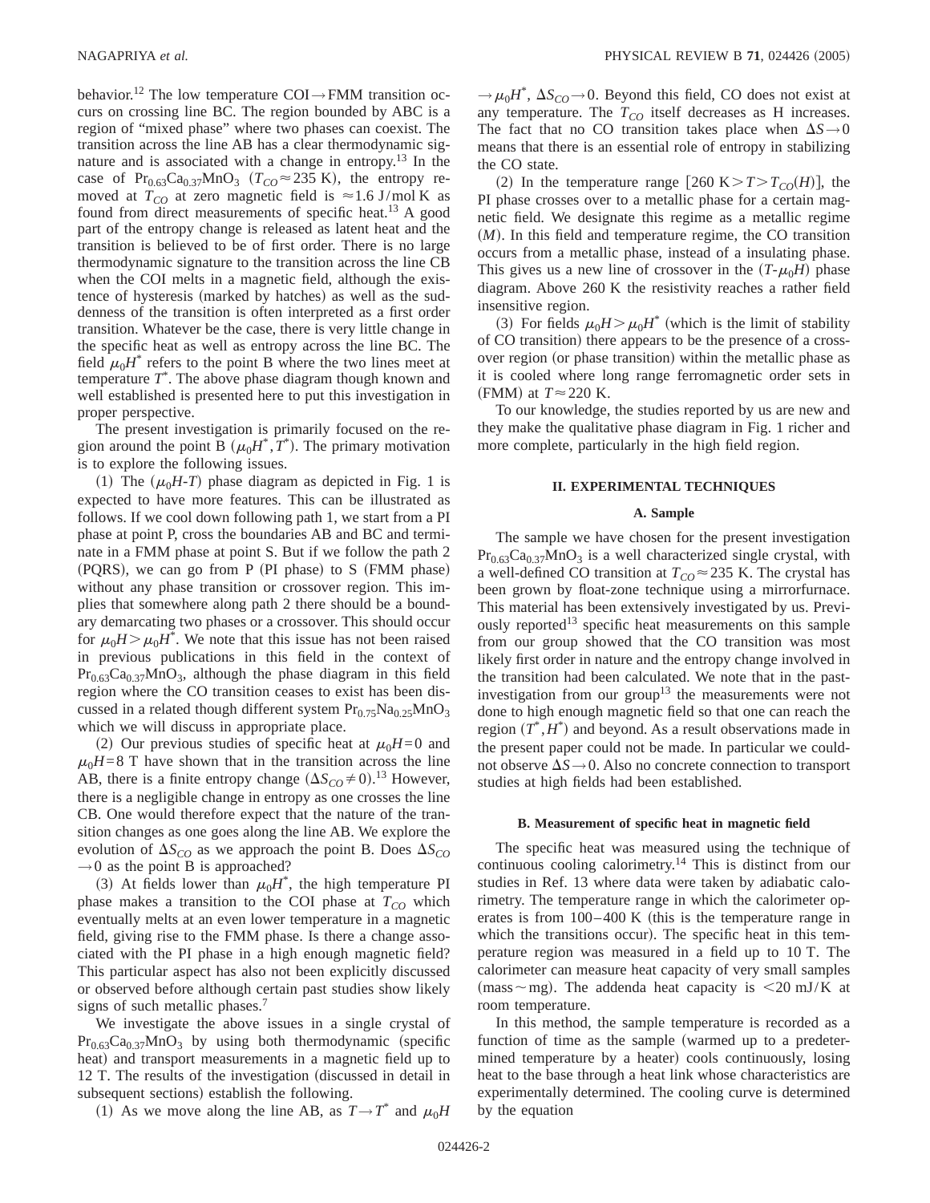behavior.[12] The low temperature COI→FMM transition occurs on crossing line BC. The region bounded by ABC is a region of "mixed phase" where two phases can coexist. The transition across the line AB has a clear thermodynamic signature and is associated with a change in entropy.[13] In the case of $Pr_{0.63}Ca_{0.37}MnO_3$ ($T_{CO} \approx 235$ K), the entropy removed at $T_{CO}$ at zero magnetic field is $\approx 1.6$ J/mol K as found from direct measurements of specific heat.[13] A good part of the entropy change is released as latent heat and the transition is believed to be of first order. There is no large thermodynamic signature to the transition across the line CB when the COI melts in a magnetic field, although the existence of hysteresis (marked by hatches) as well as the suddenness of the transition is often interpreted as a first order transition. Whatever be the case, there is very little change in the specific heat as well as entropy across the line BC. The field $\mu_0 H^*$ refers to the point B where the two lines meet at temperature $T^*$. The above phase diagram though known and well established is presented here to put this investigation in proper perspective.

The present investigation is primarily focused on the region around the point B ($\mu_0 H^*, T^*$). The primary motivation is to explore the following issues.

(1) The ($\mu_0 H$-$T$) phase diagram as depicted in Fig. 1 is expected to have more features. This can be illustrated as follows. If we cool down following path 1, we start from a PI phase at point P, cross the boundaries AB and BC and terminate in a FMM phase at point S. But if we follow the path 2 (PQRS), we can go from P (PI phase) to S (FMM phase) without any phase transition or crossover region. This implies that somewhere along path 2 there should be a boundary demarcating two phases or a crossover. This should occur for $\mu_0 H > \mu_0 H^*$. We note that this issue has not been raised in previous publications in this field in the context of $Pr_{0.63}Ca_{0.37}MnO_3$, although the phase diagram in this field region where the CO transition ceases to exist has been discussed in a related though different system $Pr_{0.75}Na_{0.25}MnO_3$ which we will discuss in appropriate place.

(2) Our previous studies of specific heat at $\mu_0 H = 0$ and $\mu_0 H = 8$ T have shown that in the transition across the line AB, there is a finite entropy change ($\Delta S_{CO} \neq 0$).[13] However, there is a negligible change in entropy as one crosses the line CB. One would therefore expect that the nature of the transition changes as one goes along the line AB. We explore the evolution of $\Delta S_{CO}$ as we approach the point B. Does $\Delta S_{CO} \to 0$ as the point B is approached?

(3) At fields lower than $\mu_0 H^*$, the high temperature PI phase makes a transition to the COI phase at $T_{CO}$ which eventually melts at an even lower temperature in a magnetic field, giving rise to the FMM phase. Is there a change associated with the PI phase in a high enough magnetic field? This particular aspect has also not been explicitly discussed or observed before although certain past studies show likely signs of such metallic phases.[7]

We investigate the above issues in a single crystal of $Pr_{0.63}Ca_{0.37}MnO_3$ by using both thermodynamic (specific heat) and transport measurements in a magnetic field up to 12 T. The results of the investigation (discussed in detail in subsequent sections) establish the following.

(1) As we move along the line AB, as $T \to T^*$ and $\mu_0 H \to \mu_0 H^*$, $\Delta S_{CO} \to 0$. Beyond this field, CO does not exist at any temperature. The $T_{CO}$ itself decreases as H increases. The fact that no CO transition takes place when $\Delta S \to 0$ means that there is an essential role of entropy in stabilizing the CO state.

(2) In the temperature range [260 K $> T > T_{CO}(H)$], the PI phase crosses over to a metallic phase for a certain magnetic field. We designate this regime as a metallic regime ($M$). In this field and temperature regime, the CO transition occurs from a metallic phase, instead of a insulating phase. This gives us a new line of crossover in the ($T$-$\mu_0 H$) phase diagram. Above 260 K the resistivity reaches a rather field insensitive region.

(3) For fields $\mu_0 H > \mu_0 H^*$ (which is the limit of stability of CO transition) there appears to be the presence of a crossover region (or phase transition) within the metallic phase as it is cooled where long range ferromagnetic order sets in (FMM) at $T \approx 220$ K.

To our knowledge, the studies reported by us are new and they make the qualitative phase diagram in Fig. 1 richer and more complete, particularly in the high field region.

## II. EXPERIMENTAL TECHNIQUES

### A. Sample

The sample we have chosen for the present investigation $Pr_{0.63}Ca_{0.37}MnO_3$ is a well characterized single crystal, with a well-defined CO transition at $T_{CO} \approx 235$ K. The crystal has been grown by float-zone technique using a mirrorfurnace. This material has been extensively investigated by us. Previously reported[13] specific heat measurements on this sample from our group showed that the CO transition was most likely first order in nature and the entropy change involved in the transition had been calculated. We note that in the past-investigation from our group[13] the measurements were not done to high enough magnetic field so that one can reach the region ($T^*, H^*$) and beyond. As a result observations made in the present paper could not be made. In particular we could-not observe $\Delta S \to 0$. Also no concrete connection to transport studies at high fields had been established.

### B. Measurement of specific heat in magnetic field

The specific heat was measured using the technique of continuous cooling calorimetry.[14] This is distinct from our studies in Ref. 13 where data were taken by adiabatic calorimetry. The temperature range in which the calorimeter operates is from 100–400 K (this is the temperature range in which the transitions occur). The specific heat in this temperature region was measured in a field up to 10 T. The calorimeter can measure heat capacity of very small samples (mass ~ mg). The addenda heat capacity is $<20$ mJ/K at room temperature.

In this method, the sample temperature is recorded as a function of time as the sample (warmed up to a predetermined temperature by a heater) cools continuously, losing heat to the base through a heat link whose characteristics are experimentally determined. The cooling curve is determined by the equation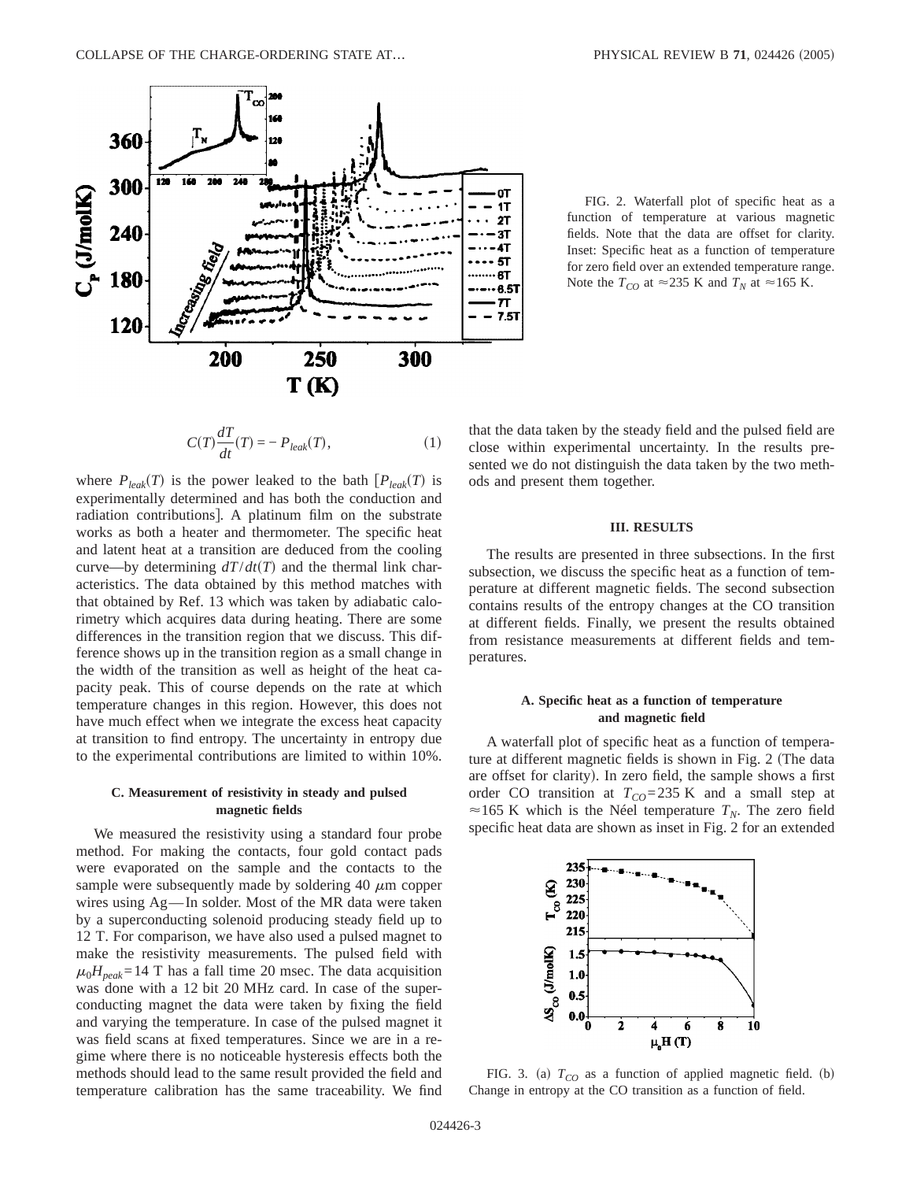FIG. 2. Waterfall plot of specific heat as a function of temperature at various magnetic fields. Note that the data are offset for clarity. Inset: Specific heat as a function of temperature for zero field over an extended temperature range. Note the $T_{CO}$ at $\approx$235 K and $T_N$ at $\approx$165 K.

$$C(T)\frac{dT}{dt}(T) = -P_{leak}(T), \tag{1}$$

where $P_{leak}(T)$ is the power leaked to the bath [$P_{leak}(T)$ is experimentally determined and has both the conduction and radiation contributions]. A platinum film on the substrate works as both a heater and thermometer. The specific heat and latent heat at a transition are deduced from the cooling curve—by determining $dT/dt(T)$ and the thermal link characteristics. The data obtained by this method matches with that obtained by Ref. 13 which was taken by adiabatic calorimetry which acquires data during heating. There are some differences in the transition region that we discuss. This difference shows up in the transition region as a small change in the width of the transition as well as height of the heat capacity peak. This of course depends on the rate at which temperature changes in this region. However, this does not have much effect when we integrate the excess heat capacity at transition to find entropy. The uncertainty in entropy due to the experimental contributions are limited to within 10%.

### C. Measurement of resistivity in steady and pulsed magnetic fields

We measured the resistivity using a standard four probe method. For making the contacts, four gold contact pads were evaporated on the sample and the contacts to the sample were subsequently made by soldering 40 $\mu$m copper wires using Ag—In solder. Most of the MR data were taken by a superconducting solenoid producing steady field up to 12 T. For comparison, we have also used a pulsed magnet to make the resistivity measurements. The pulsed field with $\mu_0 H_{peak}$=14 T has a fall time 20 msec. The data acquisition was done with a 12 bit 20 MHz card. In case of the superconducting magnet the data were taken by fixing the field and varying the temperature. In case of the pulsed magnet it was field scans at fixed temperatures. Since we are in a regime where there is no noticeable hysteresis effects both the methods should lead to the same result provided the field and temperature calibration has the same traceability. We find that the data taken by the steady field and the pulsed field are close within experimental uncertainty. In the results presented we do not distinguish the data taken by the two methods and present them together.

## III. RESULTS

The results are presented in three subsections. In the first subsection, we discuss the specific heat as a function of temperature at different magnetic fields. The second subsection contains results of the entropy changes at the CO transition at different fields. Finally, we present the results obtained from resistance measurements at different fields and temperatures.

### A. Specific heat as a function of temperature and magnetic field

A waterfall plot of specific heat as a function of temperature at different magnetic fields is shown in Fig. 2 (The data are offset for clarity). In zero field, the sample shows a first order CO transition at $T_{CO}$=235 K and a small step at $\approx$165 K which is the Néel temperature $T_N$. The zero field specific heat data are shown as inset in Fig. 2 for an extended

FIG. 3. (a) $T_{CO}$ as a function of applied magnetic field. (b) Change in entropy at the CO transition as a function of field.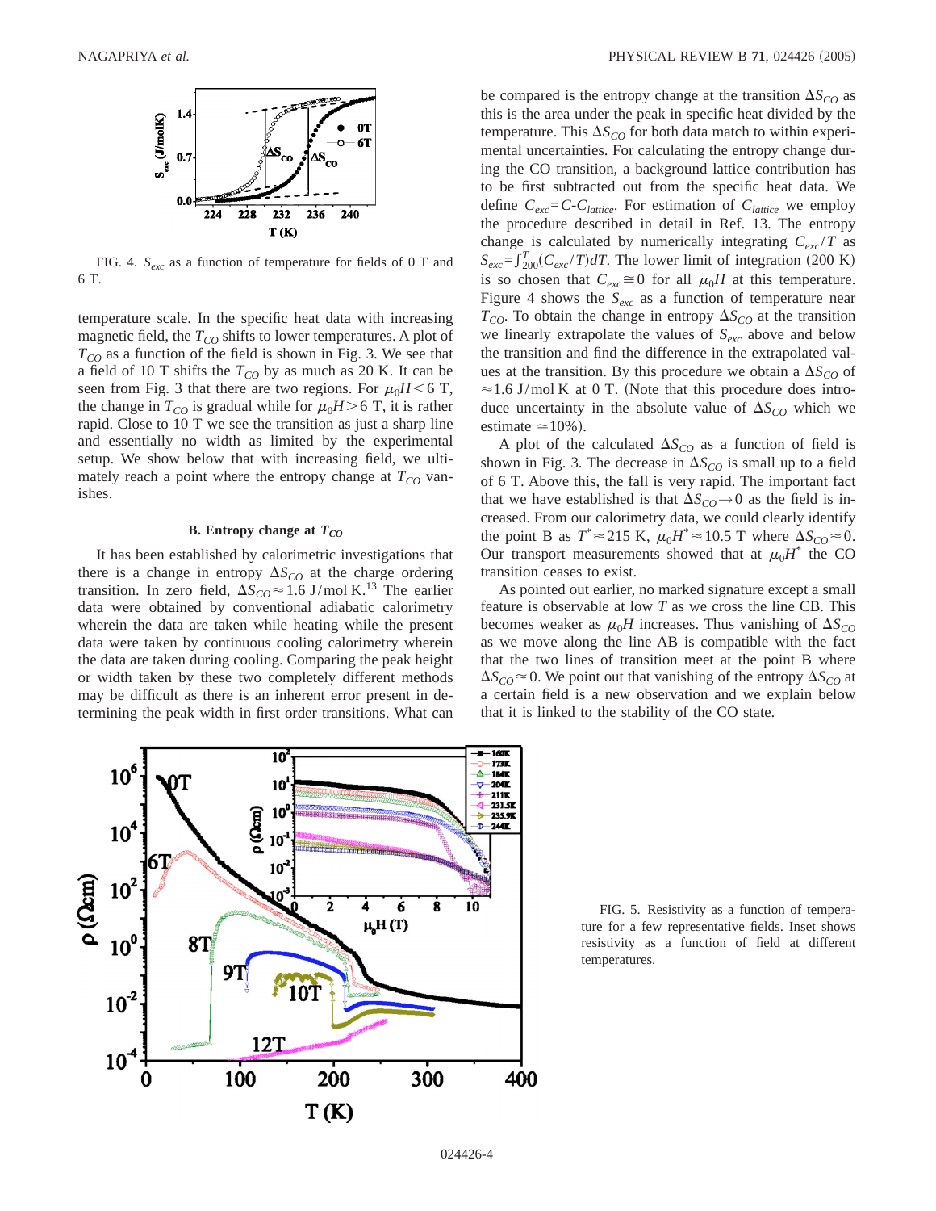FIG. 4. $S_{exc}$ as a function of temperature for fields of 0 T and 6 T.

temperature scale. In the specific heat data with increasing magnetic field, the $T_{CO}$ shifts to lower temperatures. A plot of $T_{CO}$ as a function of the field is shown in Fig. 3. We see that a field of 10 T shifts the $T_{CO}$ by as much as 20 K. It can be seen from Fig. 3 that there are two regions. For $\mu_0 H < 6$ T, the change in $T_{CO}$ is gradual while for $\mu_0 H > 6$ T, it is rather rapid. Close to 10 T we see the transition as just a sharp line and essentially no width as limited by the experimental setup. We show below that with increasing field, we ultimately reach a point where the entropy change at $T_{CO}$ vanishes.

### B. Entropy change at $T_{CO}$

It has been established by calorimetric investigations that there is a change in entropy $\Delta S_{CO}$ at the charge ordering transition. In zero field, $\Delta S_{CO} \approx 1.6$ J/mol K.[13] The earlier data were obtained by conventional adiabatic calorimetry wherein the data are taken while heating while the present data were taken by continuous cooling calorimetry wherein the data are taken during cooling. Comparing the peak height or width taken by these two completely different methods may be difficult as there is an inherent error present in determining the peak width in first order transitions. What can be compared is the entropy change at the transition $\Delta S_{CO}$ as this is the area under the peak in specific heat divided by the temperature. This $\Delta S_{CO}$ for both data match to within experimental uncertainties. For calculating the entropy change during the CO transition, a background lattice contribution has to be first subtracted out from the specific heat data. We define $C_{exc} = C - C_{lattice}$. For estimation of $C_{lattice}$ we employ the procedure described in detail in Ref. 13. The entropy change is calculated by numerically integrating $C_{exc}/T$ as $S_{exc} = \int_{200}^{T} (C_{exc}/T) dT$. The lower limit of integration (200 K) is so chosen that $C_{exc} \cong 0$ for all $\mu_0 H$ at this temperature. Figure 4 shows the $S_{exc}$ as a function of temperature near $T_{CO}$. To obtain the change in entropy $\Delta S_{CO}$ at the transition we linearly extrapolate the values of $S_{exc}$ above and below the transition and find the difference in the extrapolated values at the transition. By this procedure we obtain a $\Delta S_{CO}$ of $\approx 1.6$ J/mol K at 0 T. (Note that this procedure does introduce uncertainty in the absolute value of $\Delta S_{CO}$ which we estimate $\simeq 10\%$).

A plot of the calculated $\Delta S_{CO}$ as a function of field is shown in Fig. 3. The decrease in $\Delta S_{CO}$ is small up to a field of 6 T. Above this, the fall is very rapid. The important fact that we have established is that $\Delta S_{CO} \to 0$ as the field is increased. From our calorimetry data, we could clearly identify the point B as $T^* \approx 215$ K, $\mu_0 H^* \approx 10.5$ T where $\Delta S_{CO} \approx 0$. Our transport measurements showed that at $\mu_0 H^*$ the CO transition ceases to exist.

As pointed out earlier, no marked signature except a small feature is observable at low $T$ as we cross the line CB. This becomes weaker as $\mu_0 H$ increases. Thus vanishing of $\Delta S_{CO}$ as we move along the line AB is compatible with the fact that the two lines of transition meet at the point B where $\Delta S_{CO} \approx 0$. We point out that vanishing of the entropy $\Delta S_{CO}$ at a certain field is a new observation and we explain below that it is linked to the stability of the CO state.

FIG. 5. Resistivity as a function of temperature for a few representative fields. Inset shows resistivity as a function of field at different temperatures.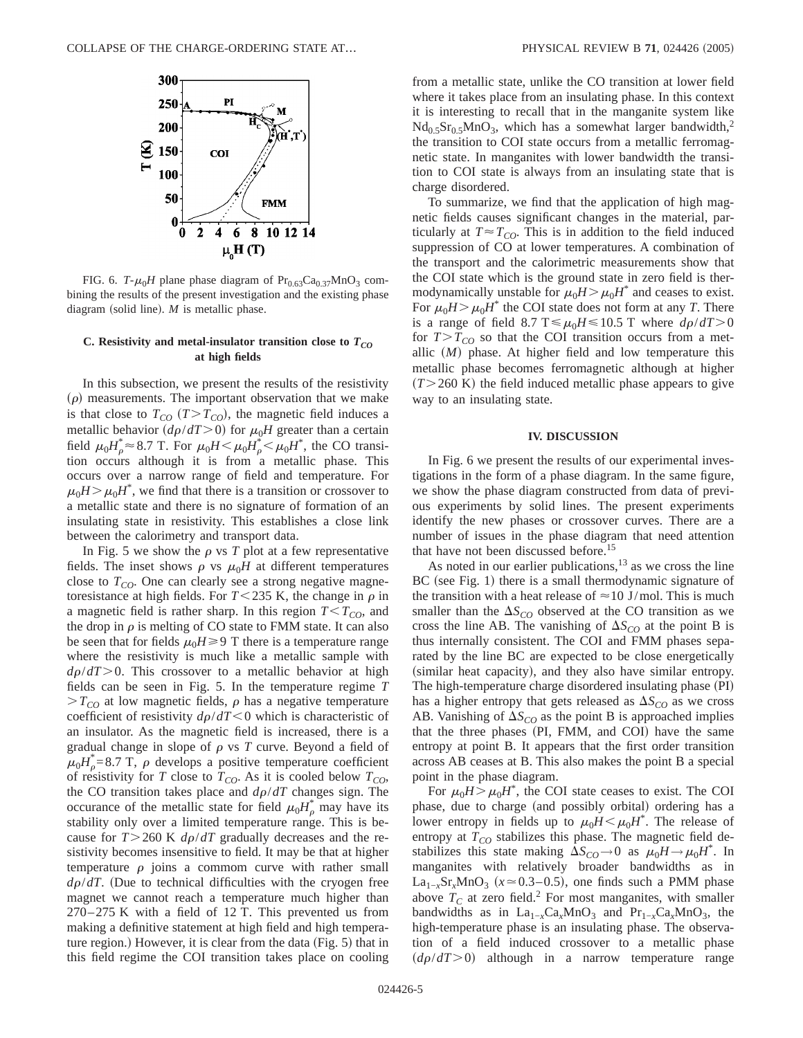FIG. 6. $T$-$\mu_0 H$ plane phase diagram of $Pr_{0.63}Ca_{0.37}MnO_3$ combining the results of the present investigation and the existing phase diagram (solid line). $M$ is metallic phase.

### C. Resistivity and metal-insulator transition close to $T_{CO}$ at high fields

In this subsection, we present the results of the resistivity ($\rho$) measurements. The important observation that we make is that close to $T_{CO}$ ($T > T_{CO}$), the magnetic field induces a metallic behavior ($d\rho/dT > 0$) for $\mu_0 H$ greater than a certain field $\mu_0 H_\rho^* \approx 8.7$ T. For $\mu_0 H < \mu_0 H_\rho^* < \mu_0 H^*$, the CO transition occurs although it is from a metallic phase. This occurs over a narrow range of field and temperature. For $\mu_0 H > \mu_0 H^*$, we find that there is a transition or crossover to a metallic state and there is no signature of formation of an insulating state in resistivity. This establishes a close link between the calorimetry and transport data.

In Fig. 5 we show the $\rho$ vs $T$ plot at a few representative fields. The inset shows $\rho$ vs $\mu_0 H$ at different temperatures close to $T_{CO}$. One can clearly see a strong negative magnetoresistance at high fields. For $T < 235$ K, the change in $\rho$ in a magnetic field is rather sharp. In this region $T < T_{CO}$, and the drop in $\rho$ is melting of CO state to FMM state. It can also be seen that for fields $\mu_0 H \geq 9$ T there is a temperature range where the resistivity is much like a metallic sample with $d\rho/dT > 0$. This crossover to a metallic behavior at high fields can be seen in Fig. 5. In the temperature regime $T > T_{CO}$ at low magnetic fields, $\rho$ has a negative temperature coefficient of resistivity $d\rho/dT < 0$ which is characteristic of an insulator. As the magnetic field is increased, there is a gradual change in slope of $\rho$ vs $T$ curve. Beyond a field of $\mu_0 H_\rho^* = 8.7$ T, $\rho$ develops a positive temperature coefficient of resistivity for $T$ close to $T_{CO}$. As it is cooled below $T_{CO}$, the CO transition takes place and $d\rho/dT$ changes sign. The occurance of the metallic state for field $\mu_0 H_\rho^*$ may have its stability only over a limited temperature range. This is because for $T > 260$ K $d\rho/dT$ gradually decreases and the resistivity becomes insensitive to field. It may be that at higher temperature $\rho$ joins a commom curve with rather small $d\rho/dT$. (Due to technical difficulties with the cryogen free magnet we cannot reach a temperature much higher than 270–275 K with a field of 12 T. This prevented us from making a definitive statement at high field and high temperature region.) However, it is clear from the data (Fig. 5) that in this field regime the COI transition takes place on cooling from a metallic state, unlike the CO transition at lower field where it takes place from an insulating phase. In this context it is interesting to recall that in the manganite system like $Nd_{0.5}Sr_{0.5}MnO_3$, which has a somewhat larger bandwidth,[2] the transition to COI state occurs from a metallic ferromagnetic state. In manganites with lower bandwidth the transition to COI state is always from an insulating state that is charge disordered.

To summarize, we find that the application of high magnetic fields causes significant changes in the material, particularly at $T \approx T_{CO}$. This is in addition to the field induced suppression of CO at lower temperatures. A combination of the transport and the calorimetric measurements show that the COI state which is the ground state in zero field is thermodynamically unstable for $\mu_0 H > \mu_0 H^*$ and ceases to exist. For $\mu_0 H > \mu_0 H^*$ the COI state does not form at any $T$. There is a range of field 8.7 T $\leq \mu_0 H \leq 10.5$ T where $d\rho/dT > 0$ for $T > T_{CO}$ so that the COI transition occurs from a metallic ($M$) phase. At higher field and low temperature this metallic phase becomes ferromagnetic although at higher ($T > 260$ K) the field induced metallic phase appears to give way to an insulating state.

## IV. DISCUSSION

In Fig. 6 we present the results of our experimental investigations in the form of a phase diagram. In the same figure, we show the phase diagram constructed from data of previous experiments by solid lines. The present experiments identify the new phases or crossover curves. There are a number of issues in the phase diagram that need attention that have not been discussed before.[15]

As noted in our earlier publications,[13] as we cross the line BC (see Fig. 1) there is a small thermodynamic signature of the transition with a heat release of $\approx 10$ J/mol. This is much smaller than the $\Delta S_{CO}$ observed at the CO transition as we cross the line AB. The vanishing of $\Delta S_{CO}$ at the point B is thus internally consistent. The COI and FMM phases separated by the line BC are expected to be close energetically (similar heat capacity), and they also have similar entropy. The high-temperature charge disordered insulating phase (PI) has a higher entropy that gets released as $\Delta S_{CO}$ as we cross AB. Vanishing of $\Delta S_{CO}$ as the point B is approached implies that the three phases (PI, FMM, and COI) have the same entropy at point B. It appears that the first order transition across AB ceases at B. This also makes the point B a special point in the phase diagram.

For $\mu_0 H > \mu_0 H^*$, the COI state ceases to exist. The COI phase, due to charge (and possibly orbital) ordering has a lower entropy in fields up to $\mu_0 H < \mu_0 H^*$. The release of entropy at $T_{CO}$ stabilizes this phase. The magnetic field destabilizes this state making $\Delta S_{CO} \to 0$ as $\mu_0 H \to \mu_0 H^*$. In manganites with relatively broader bandwidths as in $La_{1-x}Sr_xMnO_3$ ($x \simeq 0.3$–$0.5$), one finds such a PMM phase above $T_C$ at zero field.[2] For most manganites, with smaller bandwidths as in $La_{1-x}Ca_xMnO_3$ and $Pr_{1-x}Ca_xMnO_3$, the high-temperature phase is an insulating phase. The observation of a field induced crossover to a metallic phase ($d\rho/dT > 0$) although in a narrow temperature range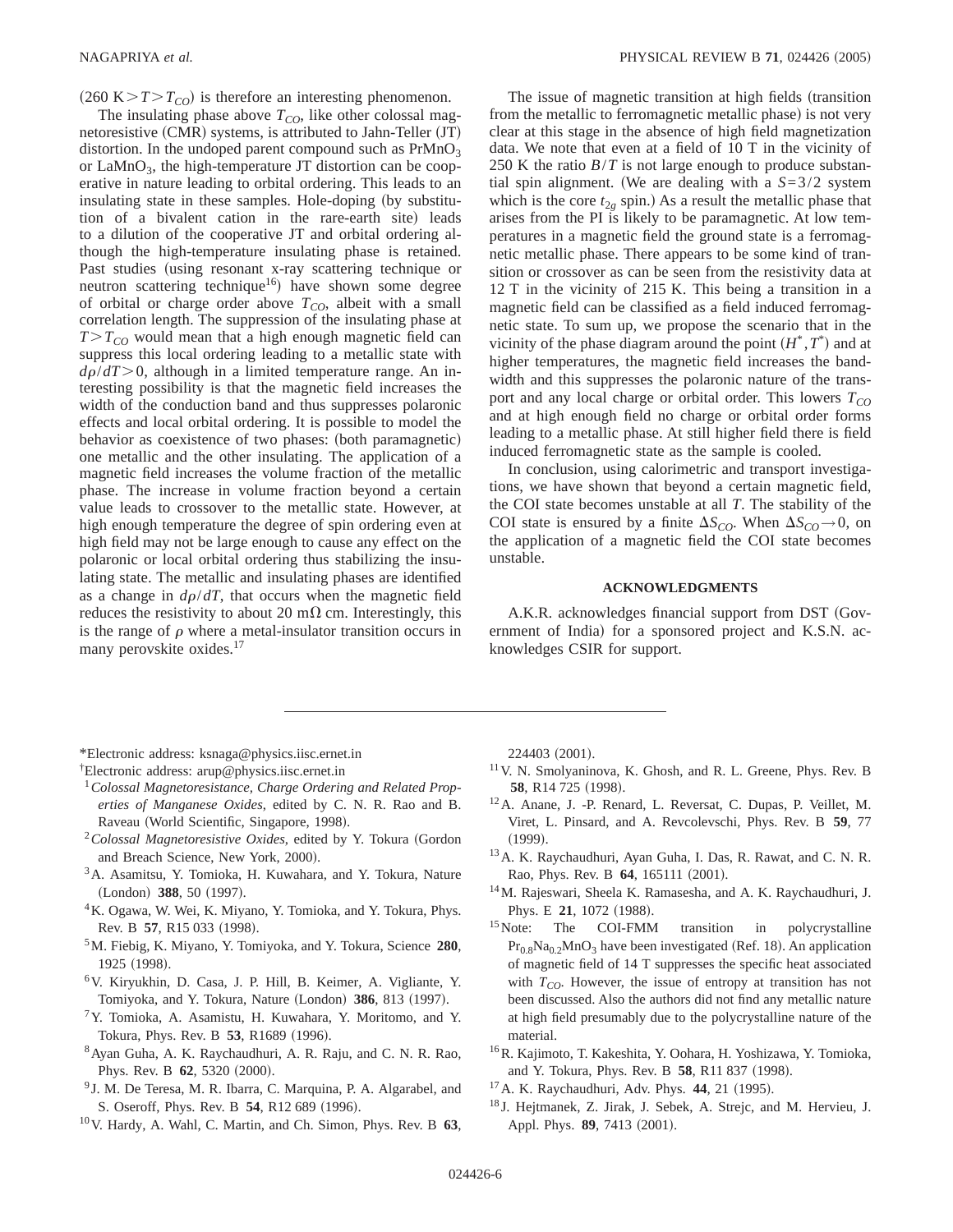(260 K $> T > T_{CO}$) is therefore an interesting phenomenon.

The insulating phase above $T_{CO}$, like other colossal magnetoresistive (CMR) systems, is attributed to Jahn-Teller (JT) distortion. In the undoped parent compound such as $PrMnO_3$ or $LaMnO_3$, the high-temperature JT distortion can be cooperative in nature leading to orbital ordering. This leads to an insulating state in these samples. Hole-doping (by substitution of a bivalent cation in the rare-earth site) leads to a dilution of the cooperative JT and orbital ordering although the high-temperature insulating phase is retained. Past studies (using resonant x-ray scattering technique or neutron scattering technique[16]) have shown some degree of orbital or charge order above $T_{CO}$, albeit with a small correlation length. The suppression of the insulating phase at $T > T_{CO}$ would mean that a high enough magnetic field can suppress this local ordering leading to a metallic state with $d\rho/dT > 0$, although in a limited temperature range. An interesting possibility is that the magnetic field increases the width of the conduction band and thus suppresses polaronic effects and local orbital ordering. It is possible to model the behavior as coexistence of two phases: (both paramagnetic) one metallic and the other insulating. The application of a magnetic field increases the volume fraction of the metallic phase. The increase in volume fraction beyond a certain value leads to crossover to the metallic state. However, at high enough temperature the degree of spin ordering even at high field may not be large enough to cause any effect on the polaronic or local orbital ordering thus stabilizing the insulating state. The metallic and insulating phases are identified as a change in $d\rho/dT$, that occurs when the magnetic field reduces the resistivity to about 20 m$\Omega$ cm. Interestingly, this is the range of $\rho$ where a metal-insulator transition occurs in many perovskite oxides.[17]

The issue of magnetic transition at high fields (transition from the metallic to ferromagnetic metallic phase) is not very clear at this stage in the absence of high field magnetization data. We note that even at a field of 10 T in the vicinity of 250 K the ratio $B/T$ is not large enough to produce substantial spin alignment. (We are dealing with a $S=3/2$ system which is the core $t_{2g}$ spin.) As a result the metallic phase that arises from the PI is likely to be paramagnetic. At low temperatures in a magnetic field the ground state is a ferromagnetic metallic phase. There appears to be some kind of transition or crossover as can be seen from the resistivity data at 12 T in the vicinity of 215 K. This being a transition in a magnetic field can be classified as a field induced ferromagnetic state. To sum up, we propose the scenario that in the vicinity of the phase diagram around the point $(H^*, T^*)$ and at higher temperatures, the magnetic field increases the bandwidth and this suppresses the polaronic nature of the transport and any local charge or orbital order. This lowers $T_{CO}$ and at high enough field no charge or orbital order forms leading to a metallic phase. At still higher field there is field induced ferromagnetic state as the sample is cooled.

In conclusion, using calorimetric and transport investigations, we have shown that beyond a certain magnetic field, the COI state becomes unstable at all $T$. The stability of the COI state is ensured by a finite $\Delta S_{CO}$. When $\Delta S_{CO} \rightarrow 0$, on the application of a magnetic field the COI state becomes unstable.

## ACKNOWLEDGMENTS

A.K.R. acknowledges financial support from DST (Government of India) for a sponsored project and K.S.N. acknowledges CSIR for support.

---

*Electronic address: ksnaga@physics.iisc.ernet.in

†Electronic address: arup@physics.iisc.ernet.in

[1] *Colossal Magnetoresistance, Charge Ordering and Related Properties of Manganese Oxides*, edited by C. N. R. Rao and B. Raveau (World Scientific, Singapore, 1998).

[2] *Colossal Magnetoresistive Oxides*, edited by Y. Tokura (Gordon and Breach Science, New York, 2000).

[3] A. Asamitsu, Y. Tomioka, H. Kuwahara, and Y. Tokura, Nature (London) **388**, 50 (1997).

[4] K. Ogawa, W. Wei, K. Miyano, Y. Tomioka, and Y. Tokura, Phys. Rev. B **57**, R15 033 (1998).

[5] M. Fiebig, K. Miyano, Y. Tomiyoka, and Y. Tokura, Science **280**, 1925 (1998).

[6] V. Kiryukhin, D. Casa, J. P. Hill, B. Keimer, A. Vigliante, Y. Tomiyoka, and Y. Tokura, Nature (London) **386**, 813 (1997).

[7] Y. Tomioka, A. Asamistu, H. Kuwahara, Y. Moritomo, and Y. Tokura, Phys. Rev. B **53**, R1689 (1996).

[8] Ayan Guha, A. K. Raychaudhuri, A. R. Raju, and C. N. R. Rao, Phys. Rev. B **62**, 5320 (2000).

[9] J. M. De Teresa, M. R. Ibarra, C. Marquina, P. A. Algarabel, and S. Oseroff, Phys. Rev. B **54**, R12 689 (1996).

[10] V. Hardy, A. Wahl, C. Martin, and Ch. Simon, Phys. Rev. B **63**, 224403 (2001).

[11] V. N. Smolyaninova, K. Ghosh, and R. L. Greene, Phys. Rev. B **58**, R14 725 (1998).

[12] A. Anane, J. -P. Renard, L. Reversat, C. Dupas, P. Veillet, M. Viret, L. Pinsard, and A. Revcolevschi, Phys. Rev. B **59**, 77 (1999).

[13] A. K. Raychaudhuri, Ayan Guha, I. Das, R. Rawat, and C. N. R. Rao, Phys. Rev. B **64**, 165111 (2001).

[14] M. Rajeswari, Sheela K. Ramasesha, and A. K. Raychaudhuri, J. Phys. E **21**, 1072 (1988).

[15] Note: The COI-FMM transition in polycrystalline $Pr_{0.8}Na_{0.2}MnO_3$ have been investigated (Ref. 18). An application of magnetic field of 14 T suppresses the specific heat associated with $T_{CO}$. However, the issue of entropy at transition has not been discussed. Also the authors did not find any metallic nature at high field presumably due to the polycrystalline nature of the material.

[16] R. Kajimoto, T. Kakeshita, Y. Oohara, H. Yoshizawa, Y. Tomioka, and Y. Tokura, Phys. Rev. B **58**, R11 837 (1998).

[17] A. K. Raychaudhuri, Adv. Phys. **44**, 21 (1995).

[18] J. Hejtmanek, Z. Jirak, J. Sebek, A. Strejc, and M. Hervieu, J. Appl. Phys. **89**, 7413 (2001).